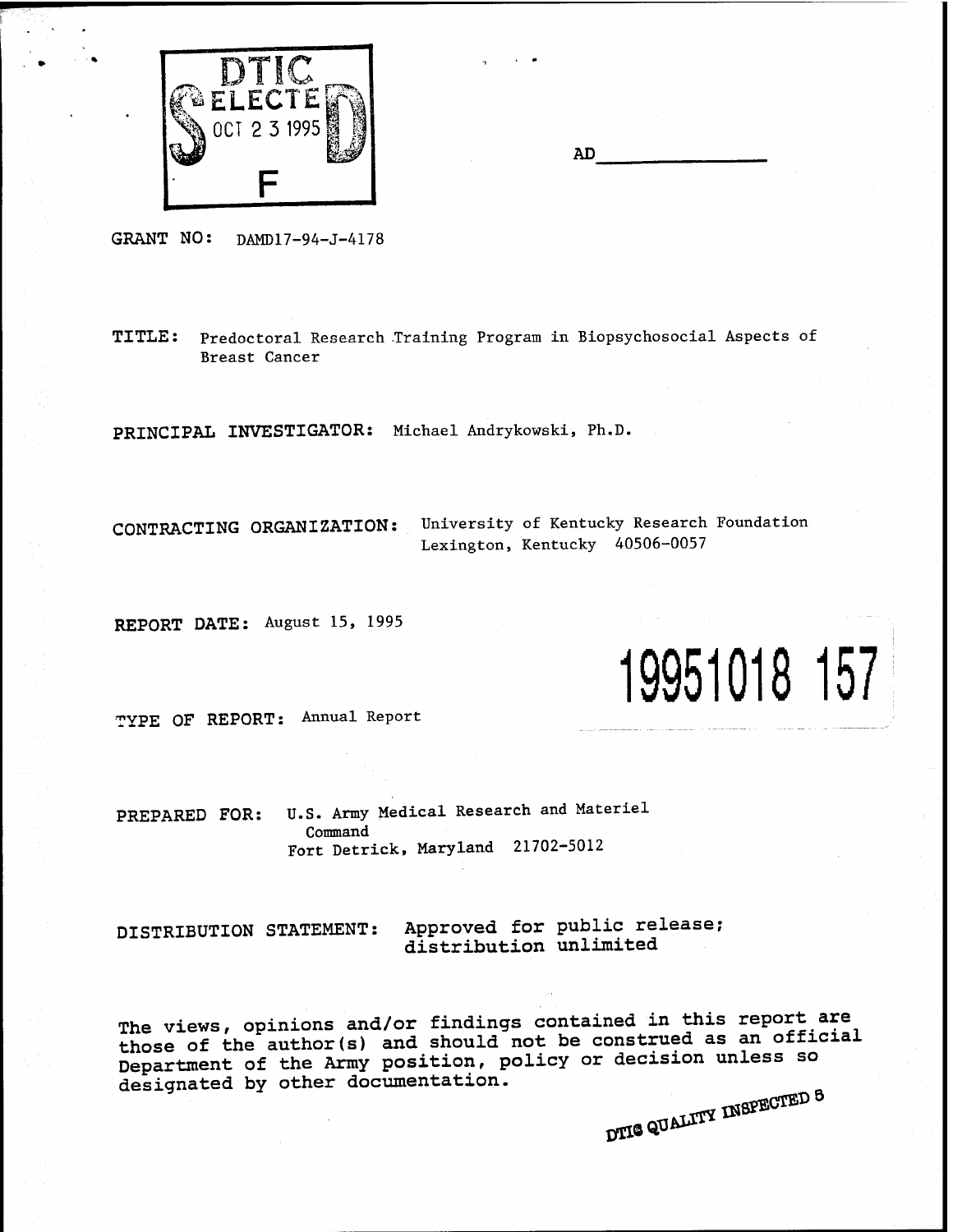DTIC
ELECTE
OCT 2 3 1995
S F D

AD ______________

**GRANT NO:** DAMD17-94-J-4178

**TITLE:** Predoctoral Research Training Program in Biopsychosocial Aspects of Breast Cancer

**PRINCIPAL INVESTIGATOR:** Michael Andrykowski, Ph.D.

**CONTRACTING ORGANIZATION:** University of Kentucky Research Foundation
Lexington, Kentucky 40506-0057

**REPORT DATE:** August 15, 1995

19951018 157

**TYPE OF REPORT:** Annual Report

**PREPARED FOR:** U.S. Army Medical Research and Materiel Command
Fort Detrick, Maryland 21702-5012

**DISTRIBUTION STATEMENT:** Approved for public release; distribution unlimited

The views, opinions and/or findings contained in this report are those of the author(s) and should not be construed as an official Department of the Army position, policy or decision unless so designated by other documentation.

DTIC QUALITY INSPECTED 5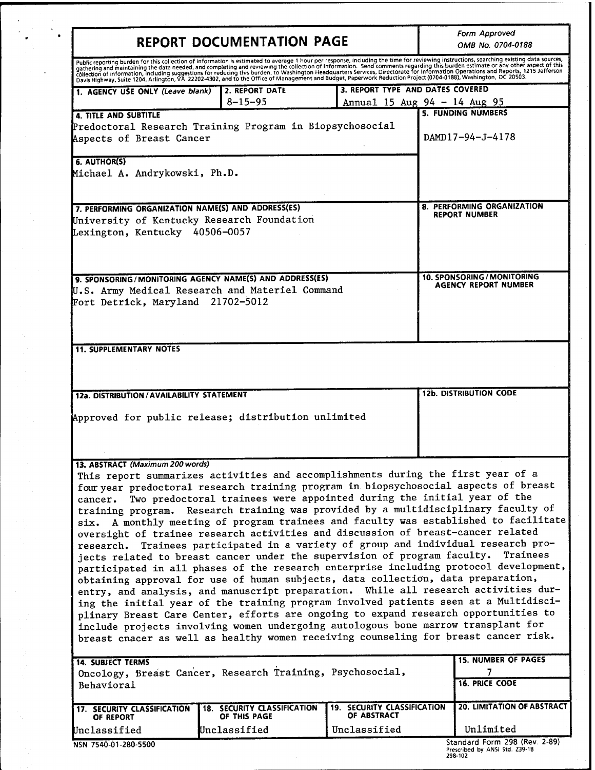# REPORT DOCUMENTATION PAGE

*Form Approved*
*OMB No. 0704-0188*

Public reporting burden for this collection of information is estimated to average 1 hour per response, including the time for reviewing instructions, searching existing data sources, gathering and maintaining the data needed, and completing and reviewing the collection of information. Send comments regarding this burden estimate or any other aspect of this collection of information, including suggestions for reducing this burden, to Washington Headquarters Services, Directorate for Information Operations and Reports, 1215 Jefferson Davis Highway, Suite 1204, Arlington, VA 22202-4302, and to the Office of Management and Budget, Paperwork Reduction Project (0704-0188), Washington, DC 20503.

| 1. AGENCY USE ONLY *(Leave blank)* | 2. REPORT DATE | 3. REPORT TYPE AND DATES COVERED |
|---|---|---|
| | 8-15-95 | Annual 15 Aug 94 - 14 Aug 95 |

**4. TITLE AND SUBTITLE**
Predoctoral Research Training Program in Biopsychosocial Aspects of Breast Cancer

**5. FUNDING NUMBERS**
DAMD17-94-J-4178

**6. AUTHOR(S)**
Michael A. Andrykowski, Ph.D.

**7. PERFORMING ORGANIZATION NAME(S) AND ADDRESS(ES)**
University of Kentucky Research Foundation
Lexington, Kentucky 40506-0057

**8. PERFORMING ORGANIZATION REPORT NUMBER**

**9. SPONSORING/MONITORING AGENCY NAME(S) AND ADDRESS(ES)**
U.S. Army Medical Research and Materiel Command
Fort Detrick, Maryland 21702-5012

**10. SPONSORING/MONITORING AGENCY REPORT NUMBER**

**11. SUPPLEMENTARY NOTES**

**12a. DISTRIBUTION/AVAILABILITY STATEMENT**
Approved for public release; distribution unlimited

**12b. DISTRIBUTION CODE**

**13. ABSTRACT** *(Maximum 200 words)*
This report summarizes activities and accomplishments during the first year of a four year predoctoral research training program in biopsychosocial aspects of breast cancer. Two predoctoral trainees were appointed during the initial year of the training program. Research training was provided by a multidisciplinary faculty of six. A monthly meeting of program trainees and faculty was established to facilitate oversight of trainee research activities and discussion of breast-cancer related research. Trainees participated in a variety of group and individual research projects related to breast cancer under the supervision of program faculty. Trainees participated in all phases of the research enterprise including protocol development, obtaining approval for use of human subjects, data collection, data preparation, entry, and analysis, and manuscript preparation. While all research activities during the initial year of the training program involved patients seen at a Multidisciplinary Breast Care Center, efforts are ongoing to expand research opportunities to include projects involving women undergoing autologous bone marrow transplant for breast cnacer as well as healthy women receiving counseling for breast cancer risk.

**14. SUBJECT TERMS**
Oncology, Breast Cancer, Research Training, Psychosocial, Behavioral

**15. NUMBER OF PAGES**
7

**16. PRICE CODE**

| 17. SECURITY CLASSIFICATION OF REPORT | 18. SECURITY CLASSIFICATION OF THIS PAGE | 19. SECURITY CLASSIFICATION OF ABSTRACT | 20. LIMITATION OF ABSTRACT |
|---|---|---|---|
| Unclassified | Unclassified | Unclassified | Unlimited |

NSN 7540-01-280-5500

Standard Form 298 (Rev. 2-89)
Prescribed by ANSI Std. Z39-18
298-102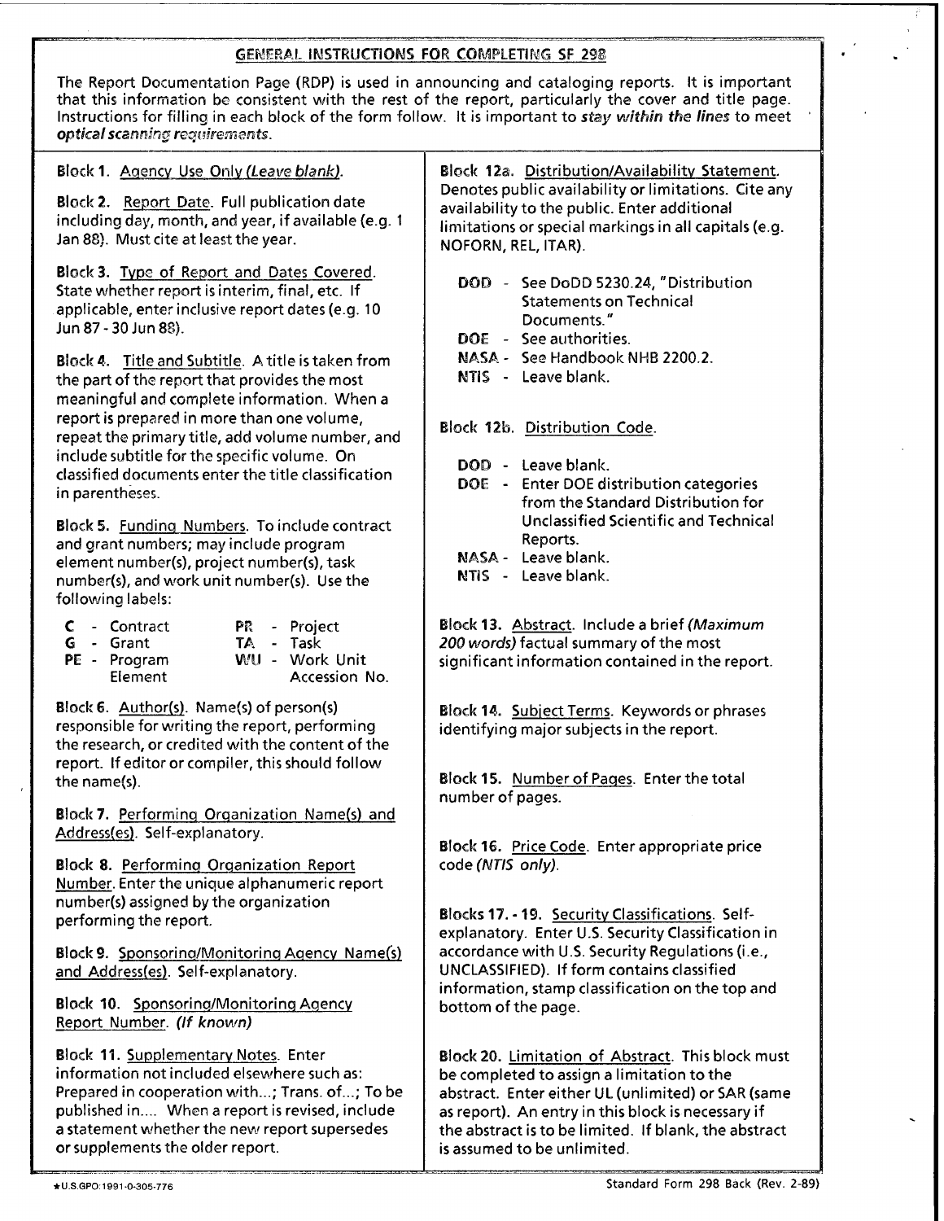## GENERAL INSTRUCTIONS FOR COMPLETING SF 298

The Report Documentation Page (RDP) is used in announcing and cataloging reports. It is important that this information be consistent with the rest of the report, particularly the cover and title page. Instructions for filling in each block of the form follow. It is important to ***stay within the lines*** to meet ***optical scanning requirements***.

**Block 1.** Agency Use Only *(Leave blank)*.

**Block 2.** Report Date. Full publication date including day, month, and year, if available (e.g. 1 Jan 88). Must cite at least the year.

**Block 3.** Type of Report and Dates Covered. State whether report is interim, final, etc. If applicable, enter inclusive report dates (e.g. 10 Jun 87 - 30 Jun 88).

**Block 4.** Title and Subtitle. A title is taken from the part of the report that provides the most meaningful and complete information. When a report is prepared in more than one volume, repeat the primary title, add volume number, and include subtitle for the specific volume. On classified documents enter the title classification in parentheses.

**Block 5.** Funding Numbers. To include contract and grant numbers; may include program element number(s), project number(s), task number(s), and work unit number(s). Use the following labels:

| | | | |
|---|---|---|---|
| **C** - Contract | | **PR** - Project | |
| **G** - Grant | | **TA** - Task | |
| **PE** - Program Element | | **WU** - Work Unit Accession No. | |

**Block 6.** Author(s). Name(s) of person(s) responsible for writing the report, performing the research, or credited with the content of the report. If editor or compiler, this should follow the name(s).

**Block 7.** Performing Organization Name(s) and Address(es). Self-explanatory.

**Block 8.** Performing Organization Report Number. Enter the unique alphanumeric report number(s) assigned by the organization performing the report.

**Block 9.** Sponsoring/Monitoring Agency Name(s) and Address(es). Self-explanatory.

**Block 10.** Sponsoring/Monitoring Agency Report Number. ***(If known)***

**Block 11.** Supplementary Notes. Enter information not included elsewhere such as: Prepared in cooperation with...; Trans. of...; To be published in.... When a report is revised, include a statement whether the new report supersedes or supplements the older report.

**Block 12a.** Distribution/Availability Statement. Denotes public availability or limitations. Cite any availability to the public. Enter additional limitations or special markings in all capitals (e.g. NOFORN, REL, ITAR).

- **DOD** - See DoDD 5230.24, "Distribution Statements on Technical Documents."
- **DOE** - See authorities.
- **NASA** - See Handbook NHB 2200.2.
- **NTIS** - Leave blank.

**Block 12b.** Distribution Code.

- **DOD** - Leave blank.
- **DOE** - Enter DOE distribution categories from the Standard Distribution for Unclassified Scientific and Technical Reports.
- **NASA** - Leave blank.
- **NTIS** - Leave blank.

**Block 13.** Abstract. Include a brief *(Maximum 200 words)* factual summary of the most significant information contained in the report.

**Block 14.** Subject Terms. Keywords or phrases identifying major subjects in the report.

**Block 15.** Number of Pages. Enter the total number of pages.

**Block 16.** Price Code. Enter appropriate price code *(NTIS only)*.

**Blocks 17. - 19.** Security Classifications. Self-explanatory. Enter U.S. Security Classification in accordance with U.S. Security Regulations (i.e., UNCLASSIFIED). If form contains classified information, stamp classification on the top and bottom of the page.

**Block 20.** Limitation of Abstract. This block must be completed to assign a limitation to the abstract. Enter either UL (unlimited) or SAR (same as report). An entry in this block is necessary if the abstract is to be limited. If blank, the abstract is assumed to be unlimited.

★U.S.GPO:1991-0-305-776 Standard Form 298 Back (Rev. 2-89)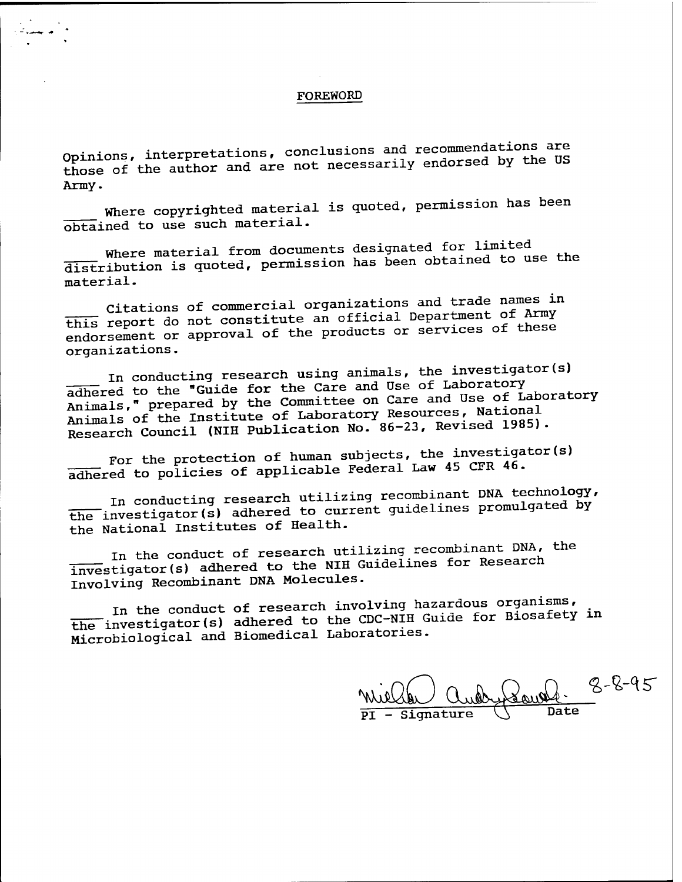# FOREWORD

Opinions, interpretations, conclusions and recommendations are those of the author and are not necessarily endorsed by the US Army.

____ Where copyrighted material is quoted, permission has been obtained to use such material.

____ Where material from documents designated for limited distribution is quoted, permission has been obtained to use the material.

____ Citations of commercial organizations and trade names in this report do not constitute an official Department of Army endorsement or approval of the products or services of these organizations.

____ In conducting research using animals, the investigator(s) adhered to the "Guide for the Care and Use of Laboratory Animals," prepared by the Committee on Care and Use of Laboratory Animals of the Institute of Laboratory Resources, National Research Council (NIH Publication No. 86-23, Revised 1985).

____ For the protection of human subjects, the investigator(s) adhered to policies of applicable Federal Law 45 CFR 46.

____ In conducting research utilizing recombinant DNA technology, the investigator(s) adhered to current guidelines promulgated by the National Institutes of Health.

____ In the conduct of research utilizing recombinant DNA, the investigator(s) adhered to the NIH Guidelines for Research Involving Recombinant DNA Molecules.

____ In the conduct of research involving hazardous organisms, the investigator(s) adhered to the CDC-NIH Guide for Biosafety in Microbiological and Biomedical Laboratories.

Michelle Audry Bouvé 8-8-95

PI - Signature Date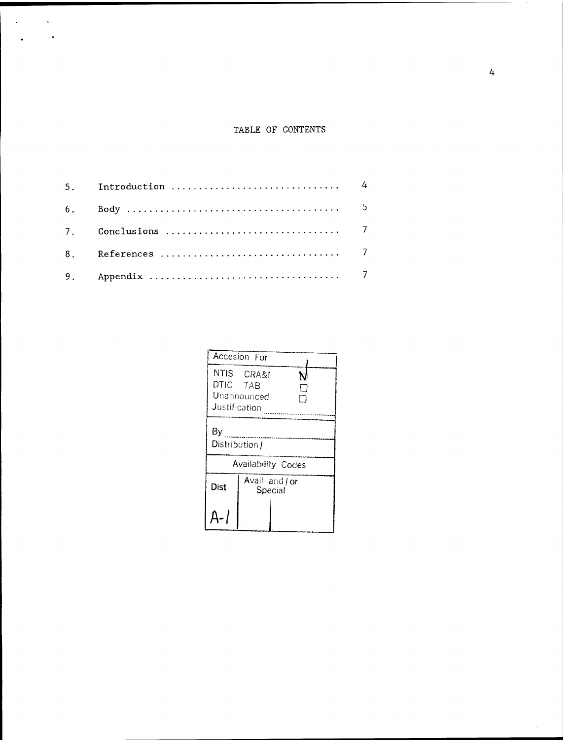# TABLE OF CONTENTS

| | | |
|---|---|---|
| 5. | Introduction .............................. | 4 |
| 6. | Body ...................................... | 5 |
| 7. | Conclusions ............................... | 7 |
| 8. | References ................................ | 7 |
| 9. | Appendix .................................. | 7 |

| Accesion For | | |
|---|---|---|
| NTIS CRA&I | ☑ | |
| DTIC TAB | ☐ | |
| Unannounced | ☐ | |
| Justification ............ | | |
| By ............ | | |
| Distribution / | | |
| Availability Codes | | |
| Dist | Avail and / or Special | |
| A-1 | | |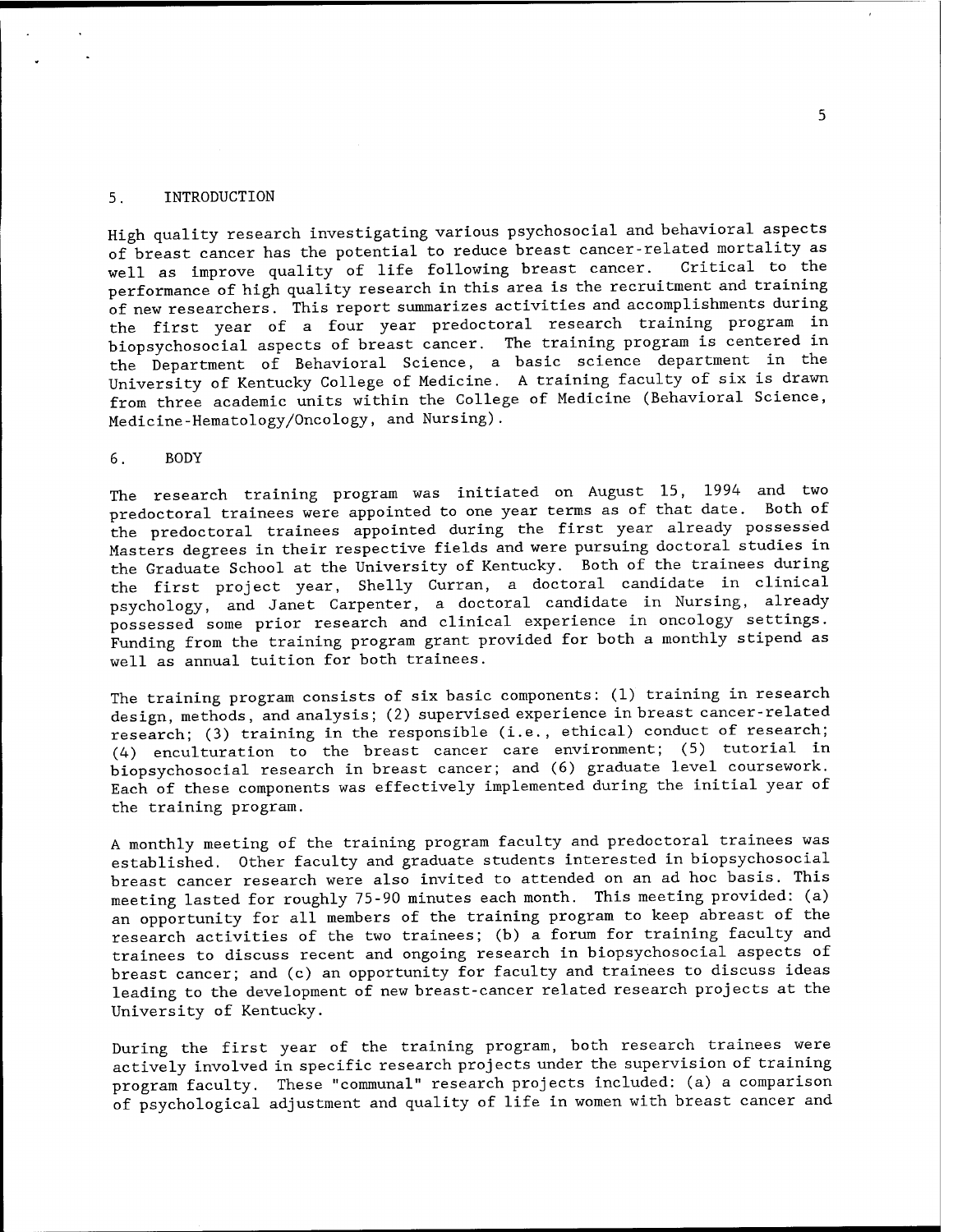## 5. INTRODUCTION

High quality research investigating various psychosocial and behavioral aspects of breast cancer has the potential to reduce breast cancer-related mortality as well as improve quality of life following breast cancer. Critical to the performance of high quality research in this area is the recruitment and training of new researchers. This report summarizes activities and accomplishments during the first year of a four year predoctoral research training program in biopsychosocial aspects of breast cancer. The training program is centered in the Department of Behavioral Science, a basic science department in the University of Kentucky College of Medicine. A training faculty of six is drawn from three academic units within the College of Medicine (Behavioral Science, Medicine-Hematology/Oncology, and Nursing).

## 6. BODY

The research training program was initiated on August 15, 1994 and two predoctoral trainees were appointed to one year terms as of that date. Both of the predoctoral trainees appointed during the first year already possessed Masters degrees in their respective fields and were pursuing doctoral studies in the Graduate School at the University of Kentucky. Both of the trainees during the first project year, Shelly Curran, a doctoral candidate in clinical psychology, and Janet Carpenter, a doctoral candidate in Nursing, already possessed some prior research and clinical experience in oncology settings. Funding from the training program grant provided for both a monthly stipend as well as annual tuition for both trainees.

The training program consists of six basic components: (1) training in research design, methods, and analysis; (2) supervised experience in breast cancer-related research; (3) training in the responsible (i.e., ethical) conduct of research; (4) enculturation to the breast cancer care environment; (5) tutorial in biopsychosocial research in breast cancer; and (6) graduate level coursework. Each of these components was effectively implemented during the initial year of the training program.

A monthly meeting of the training program faculty and predoctoral trainees was established. Other faculty and graduate students interested in biopsychosocial breast cancer research were also invited to attended on an ad hoc basis. This meeting lasted for roughly 75-90 minutes each month. This meeting provided: (a) an opportunity for all members of the training program to keep abreast of the research activities of the two trainees; (b) a forum for training faculty and trainees to discuss recent and ongoing research in biopsychosocial aspects of breast cancer; and (c) an opportunity for faculty and trainees to discuss ideas leading to the development of new breast-cancer related research projects at the University of Kentucky.

During the first year of the training program, both research trainees were actively involved in specific research projects under the supervision of training program faculty. These "communal" research projects included: (a) a comparison of psychological adjustment and quality of life in women with breast cancer and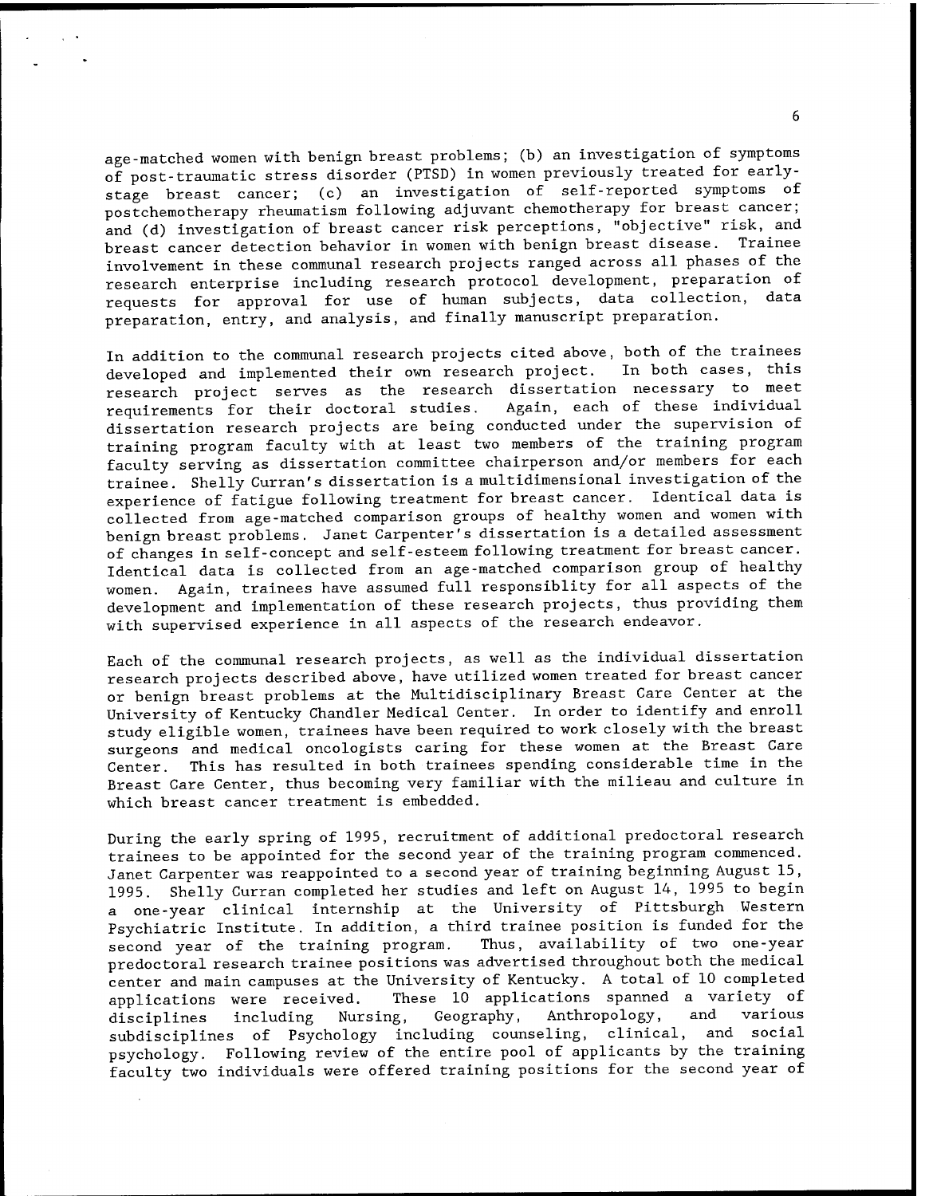age-matched women with benign breast problems; (b) an investigation of symptoms of post-traumatic stress disorder (PTSD) in women previously treated for early-stage breast cancer; (c) an investigation of self-reported symptoms of postchemotherapy rheumatism following adjuvant chemotherapy for breast cancer; and (d) investigation of breast cancer risk perceptions, "objective" risk, and breast cancer detection behavior in women with benign breast disease. Trainee involvement in these communal research projects ranged across all phases of the research enterprise including research protocol development, preparation of requests for approval for use of human subjects, data collection, data preparation, entry, and analysis, and finally manuscript preparation.

In addition to the communal research projects cited above, both of the trainees developed and implemented their own research project. In both cases, this research project serves as the research dissertation necessary to meet requirements for their doctoral studies. Again, each of these individual dissertation research projects are being conducted under the supervision of training program faculty with at least two members of the training program faculty serving as dissertation committee chairperson and/or members for each trainee. Shelly Curran's dissertation is a multidimensional investigation of the experience of fatigue following treatment for breast cancer. Identical data is collected from age-matched comparison groups of healthy women and women with benign breast problems. Janet Carpenter's dissertation is a detailed assessment of changes in self-concept and self-esteem following treatment for breast cancer. Identical data is collected from an age-matched comparison group of healthy women. Again, trainees have assumed full responsiblity for all aspects of the development and implementation of these research projects, thus providing them with supervised experience in all aspects of the research endeavor.

Each of the communal research projects, as well as the individual dissertation research projects described above, have utilized women treated for breast cancer or benign breast problems at the Multidisciplinary Breast Care Center at the University of Kentucky Chandler Medical Center. In order to identify and enroll study eligible women, trainees have been required to work closely with the breast surgeons and medical oncologists caring for these women at the Breast Care Center. This has resulted in both trainees spending considerable time in the Breast Care Center, thus becoming very familiar with the milieau and culture in which breast cancer treatment is embedded.

During the early spring of 1995, recruitment of additional predoctoral research trainees to be appointed for the second year of the training program commenced. Janet Carpenter was reappointed to a second year of training beginning August 15, 1995. Shelly Curran completed her studies and left on August 14, 1995 to begin a one-year clinical internship at the University of Pittsburgh Western Psychiatric Institute. In addition, a third trainee position is funded for the second year of the training program. Thus, availability of two one-year predoctoral research trainee positions was advertised throughout both the medical center and main campuses at the University of Kentucky. A total of 10 completed applications were received. These 10 applications spanned a variety of disciplines including Nursing, Geography, Anthropology, and various subdisciplines of Psychology including counseling, clinical, and social psychology. Following review of the entire pool of applicants by the training faculty two individuals were offered training positions for the second year of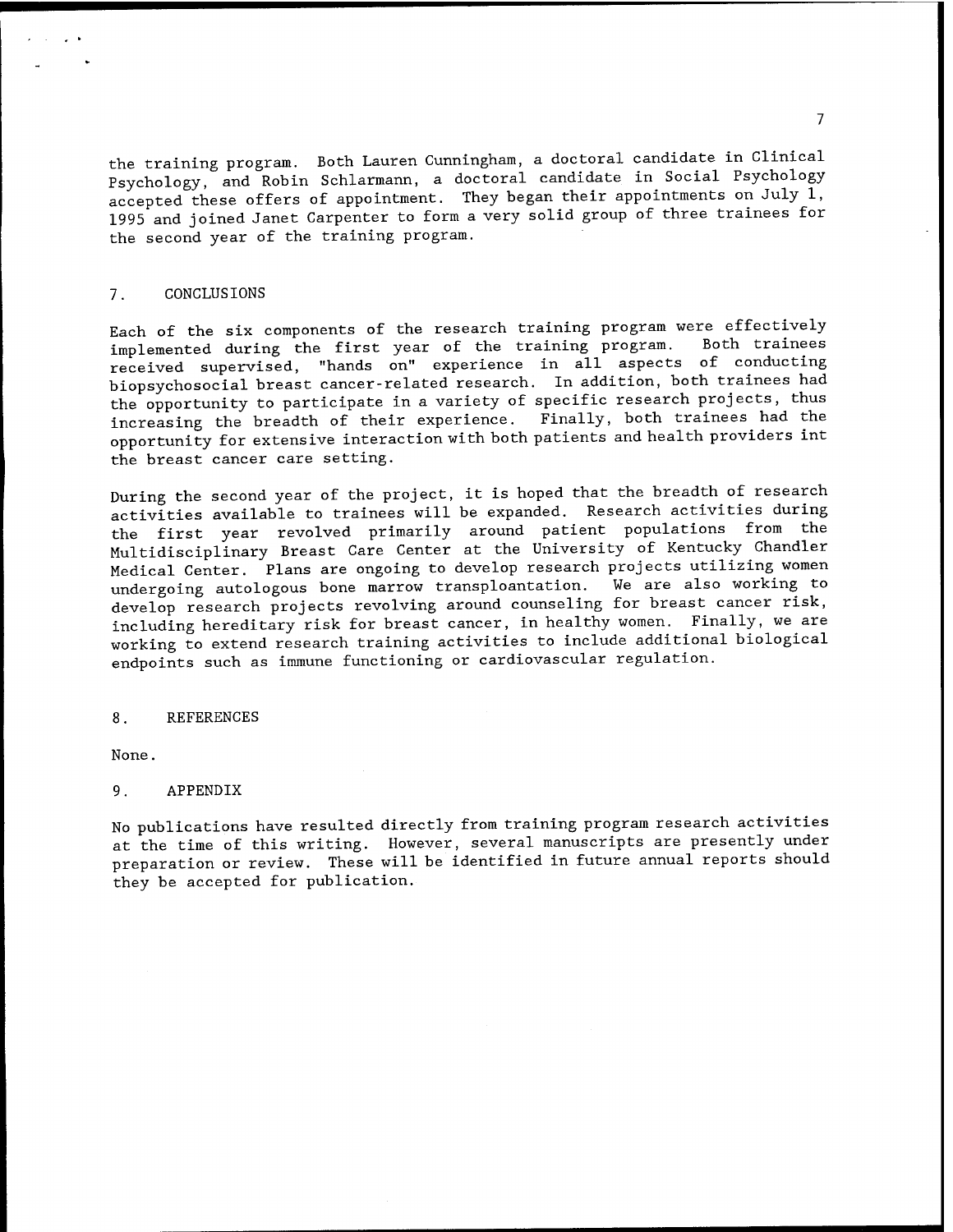the training program. Both Lauren Cunningham, a doctoral candidate in Clinical Psychology, and Robin Schlarmann, a doctoral candidate in Social Psychology accepted these offers of appointment. They began their appointments on July 1, 1995 and joined Janet Carpenter to form a very solid group of three trainees for the second year of the training program.

## 7. CONCLUSIONS

Each of the six components of the research training program were effectively implemented during the first year of the training program. Both trainees received supervised, "hands on" experience in all aspects of conducting biopsychosocial breast cancer-related research. In addition, both trainees had the opportunity to participate in a variety of specific research projects, thus increasing the breadth of their experience. Finally, both trainees had the opportunity for extensive interaction with both patients and health providers int the breast cancer care setting.

During the second year of the project, it is hoped that the breadth of research activities available to trainees will be expanded. Research activities during the first year revolved primarily around patient populations from the Multidisciplinary Breast Care Center at the University of Kentucky Chandler Medical Center. Plans are ongoing to develop research projects utilizing women undergoing autologous bone marrow transploantation. We are also working to develop research projects revolving around counseling for breast cancer risk, including hereditary risk for breast cancer, in healthy women. Finally, we are working to extend research training activities to include additional biological endpoints such as immune functioning or cardiovascular regulation.

## 8. REFERENCES

None.

## 9. APPENDIX

No publications have resulted directly from training program research activities at the time of this writing. However, several manuscripts are presently under preparation or review. These will be identified in future annual reports should they be accepted for publication.